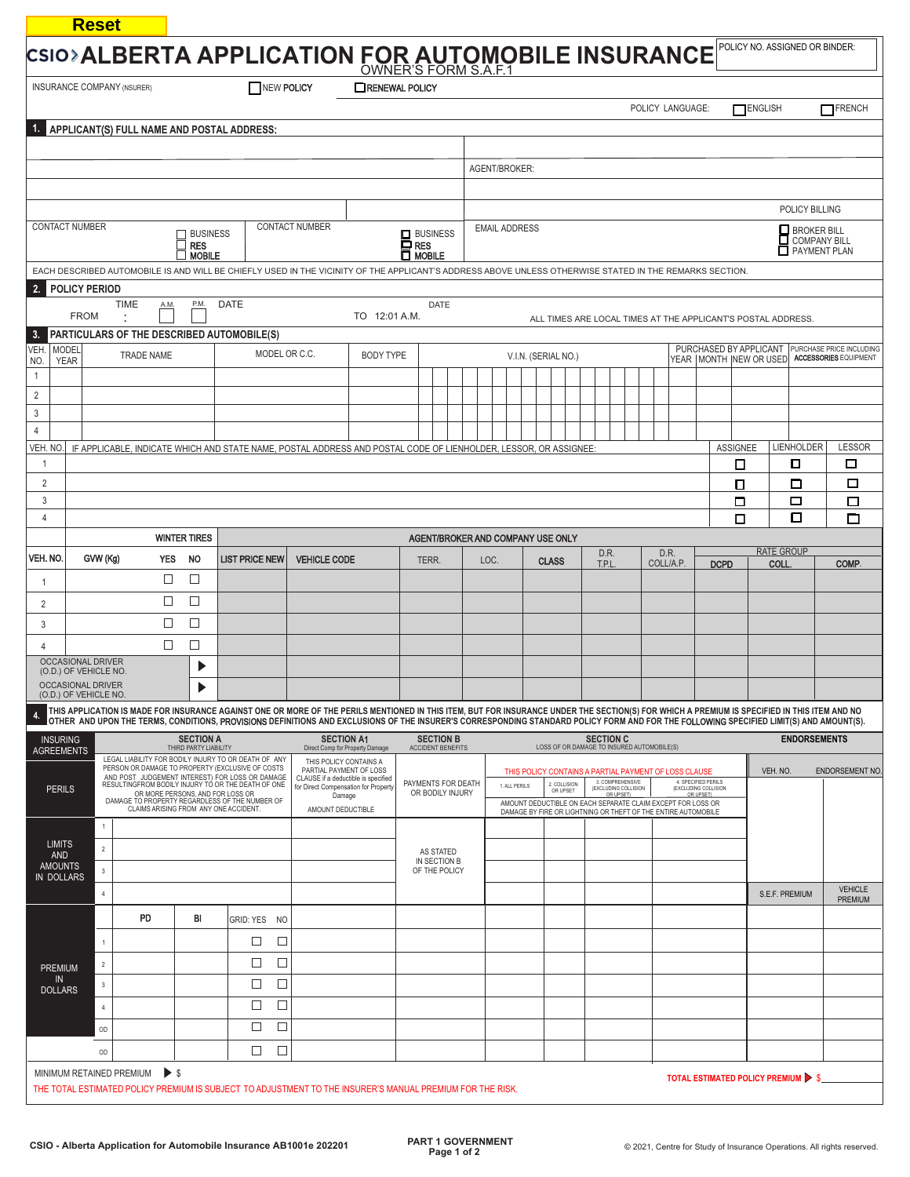Reset

# CSIO ALBERTA APPLICATION FOR AUTOMOBILE INSURANCE

OWNER'S FORM S.A.F.1

POLICY NO. ASSIGNED OR BINDER:

INSURANCE COMPANY (INSURER) ☐ NEW POLICY ☐ RENEWAL POLICY

POLICY LANGUAGE: ☐ ENGLISH ☐ FRENCH

## 1. APPLICANT(S) FULL NAME AND POSTAL ADDRESS:

AGENT/BROKER:

POLICY BILLING

| CONTACT NUMBER | ☐ BUSINESS ☐ RES ☐ MOBILE | CONTACT NUMBER | ☐ BUSINESS ☐ RES ☐ MOBILE | EMAIL ADDRESS | ☐ BROKER BILL ☐ COMPANY BILL ☐ PAYMENT PLAN |
|---|---|---|---|---|---|

EACH DESCRIBED AUTOMOBILE IS AND WILL BE CHIEFLY USED IN THE VICINITY OF THE APPLICANT'S ADDRESS ABOVE UNLESS OTHERWISE STATED IN THE REMARKS SECTION.

## 2. POLICY PERIOD

FROM TIME : A.M. ☐ P.M. ☐ DATE TO 12:01 A.M. DATE

ALL TIMES ARE LOCAL TIMES AT THE APPLICANT'S POSTAL ADDRESS.

## 3. PARTICULARS OF THE DESCRIBED AUTOMOBILE(S)

| VEH. NO. | MODEL YEAR | TRADE NAME | MODEL OR C.C. | BODY TYPE | V.I.N. (SERIAL NO.) | PURCHASED BY APPLICANT YEAR | MONTH | NEW OR USED | PURCHASE PRICE INCLUDING ACCESSORIES EQUIPMENT |
|---|---|---|---|---|---|---|---|---|---|
| 1 | | | | | | | | | |
| 2 | | | | | | | | | |
| 3 | | | | | | | | | |
| 4 | | | | | | | | | |

| VEH. NO. | IF APPLICABLE, INDICATE WHICH AND STATE NAME, POSTAL ADDRESS AND POSTAL CODE OF LIENHOLDER, LESSOR, OR ASSIGNEE: | ASSIGNEE | LIENHOLDER | LESSOR |
|---|---|---|---|---|
| 1 | | ☐ | ☐ | ☐ |
| 2 | | ☐ | ☐ | ☐ |
| 3 | | ☐ | ☐ | ☐ |
| 4 | | ☐ | ☐ | ☐ |

| VEH. NO. | GVW (Kg) | WINTER TIRES YES | WINTER TIRES NO | LIST PRICE NEW | VEHICLE CODE | TERR. | LOC. | CLASS | D.R. T.P.L. | D.R. COLL/A.P. | DCPD | RATE GROUP COLL. | RATE GROUP COMP. |
|---|---|---|---|---|---|---|---|---|---|---|---|---|---|
| | | | | AGENT/BROKER AND COMPANY USE ONLY | | | | | | | | | |
| 1 | | ☐ | ☐ | | | | | | | | | | |
| 2 | | ☐ | ☐ | | | | | | | | | | |
| 3 | | ☐ | ☐ | | | | | | | | | | |
| 4 | | ☐ | ☐ | | | | | | | | | | |
| OCCASIONAL DRIVER (O.D.) OF VEHICLE NO. | | ▶ | | | | | | | | | | | |
| OCCASIONAL DRIVER (O.D.) OF VEHICLE NO. | | ▶ | | | | | | | | | | | |

## 4. THIS APPLICATION IS MADE FOR INSURANCE AGAINST ONE OR MORE OF THE PERILS MENTIONED IN THIS ITEM, BUT FOR INSURANCE UNDER THE SECTION(S) FOR WHICH A PREMIUM IS SPECIFIED IN THIS ITEM AND NO OTHER AND UPON THE TERMS, CONDITIONS, PROVISIONS DEFINITIONS AND EXCLUSIONS OF THE INSURER'S CORRESPONDING STANDARD POLICY FORM AND FOR THE FOLLOWING SPECIFIED LIMIT(S) AND AMOUNT(S).

| INSURING AGREEMENTS | | SECTION A THIRD PARTY LIABILITY | | | SECTION A1 Direct Comp for Property Damage | SECTION B ACCIDENT BENEFITS | SECTION C LOSS OF OR DAMAGE TO INSURED AUTOMOBILE(S) | | | | ENDORSEMENTS | |
|---|---|---|---|---|---|---|---|---|---|---|---|---|
| PERILS | | LEGAL LIABILITY FOR BODILY INJURY TO OR DEATH OF ANY PERSON OR DAMAGE TO PROPERTY (EXCLUSIVE OF COSTS AND POST JUDGEMENT INTEREST) FOR LOSS OR DAMAGE RESULTING FROM BODILY INJURY TO OR THE DEATH OF ONE OR MORE PERSONS, AND FOR LOSS OR DAMAGE TO PROPERTY REGARDLESS OF THE NUMBER OF CLAIMS ARISING FROM ANY ONE ACCIDENT. | | | THIS POLICY CONTAINS A PARTIAL PAYMENT OF LOSS CLAUSE if a deductible is specified for Direct Compensation for Property Damage / AMOUNT DEDUCTIBLE | PAYMENTS FOR DEATH OR BODILY INJURY | THIS POLICY CONTAINS A PARTIAL PAYMENT OF LOSS CLAUSE — 1. ALL PERILS | 2. COLLISION OR UPSET | 3. COMPREHENSIVE (EXCLUDING COLLISION OR UPSET) | 4. SPECIFIED PERILS (EXCLUDING COLLISION OR UPSET) — AMOUNT DEDUCTIBLE ON EACH SEPARATE CLAIM EXCEPT FOR LOSS OR DAMAGE BY FIRE OR LIGHTNING OR THEFT OF THE ENTIRE AUTOMOBILE | VEH. NO. | ENDORSEMENT NO. |
| LIMITS AND AMOUNTS IN DOLLARS | 1 | | | | | AS STATED IN SECTION B OF THE POLICY | | | | | | |
| | 2 | | | | | | | | | | | |
| | 3 | | | | | | | | | | | |
| | 4 | | | | | | | | | | S.E.F. PREMIUM | VEHICLE PREMIUM |
| PREMIUM IN DOLLARS | | PD | BI | GRID: YES NO | | | | | | | | |
| | 1 | | | ☐ ☐ | | | | | | | | |
| | 2 | | | ☐ ☐ | | | | | | | | |
| | 3 | | | ☐ ☐ | | | | | | | | |
| | 4 | | | ☐ ☐ | | | | | | | | |
| | OD | | | ☐ ☐ | | | | | | | | |
| | OD | | | ☐ ☐ | | | | | | | | |

MINIMUM RETAINED PREMIUM ▶ $

TOTAL ESTIMATED POLICY PREMIUM ▶ $

THE TOTAL ESTIMATED POLICY PREMIUM IS SUBJECT TO ADJUSTMENT TO THE INSURER'S MANUAL PREMIUM FOR THE RISK.

CSIO - Alberta Application for Automobile Insurance AB1001e 202201

PART 1 GOVERNMENT

© 2021, Centre for Study of Insurance Operations. All rights reserved.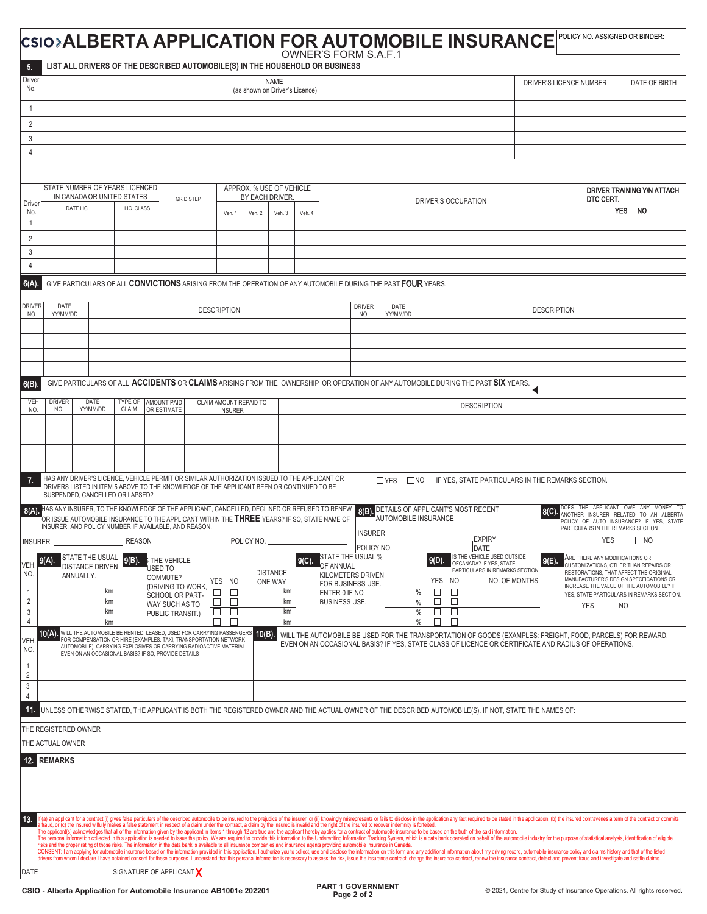# CSIO ALBERTA APPLICATION FOR AUTOMOBILE INSURANCE

OWNER'S FORM S.A.F.1

POLICY NO. ASSIGNED OR BINDER:

## 5. LIST ALL DRIVERS OF THE DESCRIBED AUTOMOBILE(S) IN THE HOUSEHOLD OR BUSINESS

| Driver No. | NAME (as shown on Driver's Licence) | DRIVER'S LICENCE NUMBER | DATE OF BIRTH |
|---|---|---|---|
| 1 | | | |
| 2 | | | |
| 3 | | | |
| 4 | | | |

| Driver No. | STATE NUMBER OF YEARS LICENCED IN CANADA OR UNITED STATES | | GRID STEP | APPROX. % USE OF VEHICLE BY EACH DRIVER. | | | | DRIVER'S OCCUPATION | DRIVER TRAINING Y/N ATTACH DTC CERT. |
|---|---|---|---|---|---|---|---|---|---|
| | DATE LIC. | LIC. CLASS | | Veh. 1 | Veh. 2 | Veh. 3 | Veh. 4 | | YES NO |
| 1 | | | | | | | | | |
| 2 | | | | | | | | | |
| 3 | | | | | | | | | |
| 4 | | | | | | | | | |

## 6(A). GIVE PARTICULARS OF ALL CONVICTIONS ARISING FROM THE OPERATION OF ANY AUTOMOBILE DURING THE PAST FOUR YEARS.

| DRIVER NO. | DATE YY/MM/DD | DESCRIPTION | DRIVER NO. | DATE YY/MM/DD | DESCRIPTION |
|---|---|---|---|---|---|
| | | | | | |
| | | | | | |
| | | | | | |
| | | | | | |

## 6(B). GIVE PARTICULARS OF ALL ACCIDENTS OR CLAIMS ARISING FROM THE OWNERSHIP OR OPERATION OF ANY AUTOMOBILE DURING THE PAST SIX YEARS.

| VEH NO. | DRIVER NO. | DATE YY/MM/DD | TYPE OF CLAIM | AMOUNT PAID OR ESTIMATE | CLAIM AMOUNT REPAID TO INSURER | DESCRIPTION |
|---|---|---|---|---|---|---|
| | | | | | | |
| | | | | | | |
| | | | | | | |
| | | | | | | |

## 7.

HAS ANY DRIVER'S LICENCE, VEHICLE PERMIT OR SIMILAR AUTHORIZATION ISSUED TO THE APPLICANT OR DRIVERS LISTED IN ITEM 5 ABOVE TO THE KNOWLEDGE OF THE APPLICANT BEEN OR CONTINUED TO BE SUSPENDED, CANCELLED OR LAPSED? ☐ YES ☐ NO IF YES, STATE PARTICULARS IN THE REMARKS SECTION.

## 8(A).

HAS ANY INSURER, TO THE KNOWLEDGE OF THE APPLICANT, CANCELLED, DECLINED OR REFUSED TO RENEW OR ISSUE AUTOMOBILE INSURANCE TO THE APPLICANT WITHIN THE THREE YEARS? IF SO, STATE NAME OF INSURER, AND POLICY NUMBER IF AVAILABLE, AND REASON.

INSURER ____________ REASON ____________ POLICY NO. ____________

## 8(B). DETAILS OF APPLICANT'S MOST RECENT AUTOMOBILE INSURANCE

INSURER ____________

POLICY NO. ____________ EXPIRY DATE ____________

## 8(C).

DOES THE APPLICANT OWE ANY MONEY TO ANOTHER INSURER RELATED TO AN ALBERTA POLICY OF AUTO INSURANCE? IF YES, STATE PARTICULARS IN THE REMARKS SECTION.

☐ YES ☐ NO

| VEH. NO. | 9(A). STATE THE USUAL DISTANCE DRIVEN ANNUALLY. | 9(B). IS THE VEHICLE USED TO COMMUTE? (DRIVING TO WORK, SCHOOL OR PART-WAY SUCH AS TO PUBLIC TRANSIT.) YES | NO | DISTANCE ONE WAY | 9(C). STATE THE USUAL % OF ANNUAL KILOMETERS DRIVEN FOR BUSINESS USE. ENTER 0 IF NO BUSINESS USE. | 9(D). IS THE VEHICLE USED OUTSIDE OF CANADA? IF YES, STATE PARTICULARS IN REMARKS SECTION YES | NO | NO. OF MONTHS |
|---|---|---|---|---|---|---|---|---|
| 1 | km | ☐ | ☐ | km | % | ☐ | ☐ | |
| 2 | km | ☐ | ☐ | km | % | ☐ | ☐ | |
| 3 | km | ☐ | ☐ | km | % | ☐ | ☐ | |
| 4 | km | ☐ | ☐ | km | % | ☐ | ☐ | |

**9(E).** ARE THERE ANY MODIFICATIONS OR CUSTOMIZATIONS, OTHER THAN REPAIRS OR RESTORATIONS, THAT AFFECT THE ORIGINAL MANUFACTURER'S DESIGN SPECFICATIONS OR INCREASE THE VALUE OF THE AUTOMOBILE? IF YES, STATE PARTICULARS IN REMARKS SECTION.

YES NO

| VEH. NO. | 10(A). WILL THE AUTOMOBILE BE RENTED, LEASED, USED FOR CARRYING PASSENGERS FOR COMPENSATION OR HIRE (EXAMPLES: TAXI, TRANSPORTATION NETWORK AUTOMOBILE), CARRYING EXPLOSIVES OR CARRYING RADIOACTIVE MATERIAL, EVEN ON AN OCCASIONAL BASIS? IF SO, PROVIDE DETAILS | 10(B). WILL THE AUTOMOBILE BE USED FOR THE TRANSPORTATION OF GOODS (EXAMPLES: FREIGHT, FOOD, PARCELS) FOR REWARD, EVEN ON AN OCCASIONAL BASIS? IF YES, STATE CLASS OF LICENCE OR CERTIFICATE AND RADIUS OF OPERATIONS. |
|---|---|---|
| 1 | | |
| 2 | | |
| 3 | | |
| 4 | | |

## 11.

UNLESS OTHERWISE STATED, THE APPLICANT IS BOTH THE REGISTERED OWNER AND THE ACTUAL OWNER OF THE DESCRIBED AUTOMOBILE(S). IF NOT, STATE THE NAMES OF:

THE REGISTERED OWNER

THE ACTUAL OWNER

## 12. REMARKS

## 13.

If (a) an applicant for a contract (i) gives false particulars of the described automobile to be insured to the prejudice of the insurer, or (ii) knowingly misrepresents or fails to disclose in the application any fact required to be stated in the application, (b) the insured contravenes a term of the contract or commits a fraud, or (c) the insured wilfully makes a false statement in respect of a claim under the contract, a claim by the insured is invalid and the right of the insured to recover indemnity is forfeited.

The applicant(s) acknowledges that all of the information given by the applicant in Items 1 through 12 are true and the applicant hereby applies for a contract of automobile insurance to be based on the truth of the said information.

The personal information collected in this application is needed to issue the policy. We are required to provide this information to the Underwriting Information Tracking System, which is a data bank operated on behalf of the automobile industry for the purpose of statistical analysis, identification of eligible risks and the proper rating of those risks. The information in the data bank is available to all insurance companies and insurance agents providing automobile insurance in Canada.

CONSENT: I am applying for automobile insurance based on the information provided in this application. I authorize you to collect, use and disclose the information on this form and any additional information about my driving record, automobile insurance policy and claims history and that of the listed drivers from whom I declare I have obtained consent for these purposes. I understand that this personal information is necessary to assess the risk, issue the insurance contract, change the insurance contract, renew the insurance contract, detect and prevent fraud and investigate and settle claims.

DATE ____________ SIGNATURE OF APPLICANT X

CSIO - Alberta Application for Automobile Insurance AB1001e 202201 | PART 1 GOVERNMENT | © 2021, Centre for Study of Insurance Operations. All rights reserved.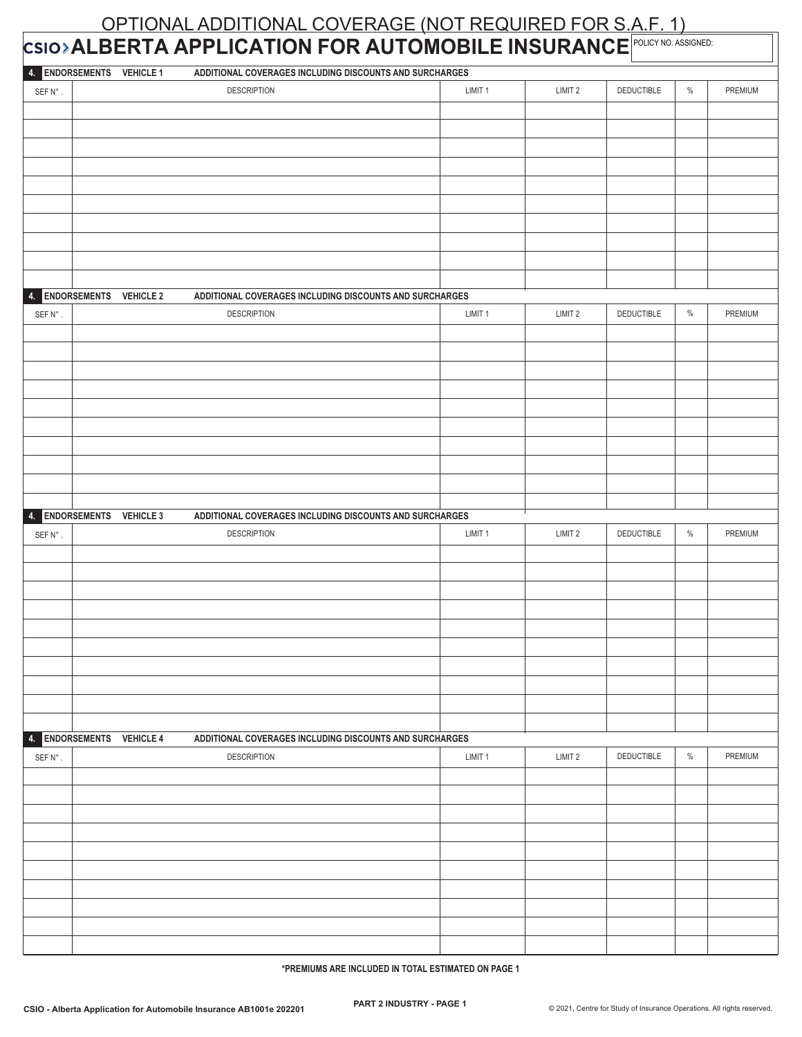# OPTIONAL ADDITIONAL COVERAGE (NOT REQUIRED FOR S.A.F. 1)

## CSIO ALBERTA APPLICATION FOR AUTOMOBILE INSURANCE

POLICY NO. ASSIGNED:

**4. ENDORSEMENTS VEHICLE 1 ADDITIONAL COVERAGES INCLUDING DISCOUNTS AND SURCHARGES**

| SEF N°. | DESCRIPTION | LIMIT 1 | LIMIT 2 | DEDUCTIBLE | % | PREMIUM |
|---|---|---|---|---|---|---|
| | | | | | | |
| | | | | | | |
| | | | | | | |
| | | | | | | |
| | | | | | | |
| | | | | | | |
| | | | | | | |
| | | | | | | |
| | | | | | | |
| | | | | | | |

**4. ENDORSEMENTS VEHICLE 2 ADDITIONAL COVERAGES INCLUDING DISCOUNTS AND SURCHARGES**

| SEF N°. | DESCRIPTION | LIMIT 1 | LIMIT 2 | DEDUCTIBLE | % | PREMIUM |
|---|---|---|---|---|---|---|
| | | | | | | |
| | | | | | | |
| | | | | | | |
| | | | | | | |
| | | | | | | |
| | | | | | | |
| | | | | | | |
| | | | | | | |
| | | | | | | |
| | | | | | | |

**4. ENDORSEMENTS VEHICLE 3 ADDITIONAL COVERAGES INCLUDING DISCOUNTS AND SURCHARGES**

| SEF N°. | DESCRIPTION | LIMIT 1 | LIMIT 2 | DEDUCTIBLE | % | PREMIUM |
|---|---|---|---|---|---|---|
| | | | | | | |
| | | | | | | |
| | | | | | | |
| | | | | | | |
| | | | | | | |
| | | | | | | |
| | | | | | | |
| | | | | | | |
| | | | | | | |
| | | | | | | |

**4. ENDORSEMENTS VEHICLE 4 ADDITIONAL COVERAGES INCLUDING DISCOUNTS AND SURCHARGES**

| SEF N°. | DESCRIPTION | LIMIT 1 | LIMIT 2 | DEDUCTIBLE | % | PREMIUM |
|---|---|---|---|---|---|---|
| | | | | | | |
| | | | | | | |
| | | | | | | |
| | | | | | | |
| | | | | | | |
| | | | | | | |
| | | | | | | |
| | | | | | | |
| | | | | | | |
| | | | | | | |

**\*PREMIUMS ARE INCLUDED IN TOTAL ESTIMATED ON PAGE 1**

CSIO - Alberta Application for Automobile Insurance AB1001e 202201

PART 2 INDUSTRY - PAGE 1

© 2021, Centre for Study of Insurance Operations. All rights reserved.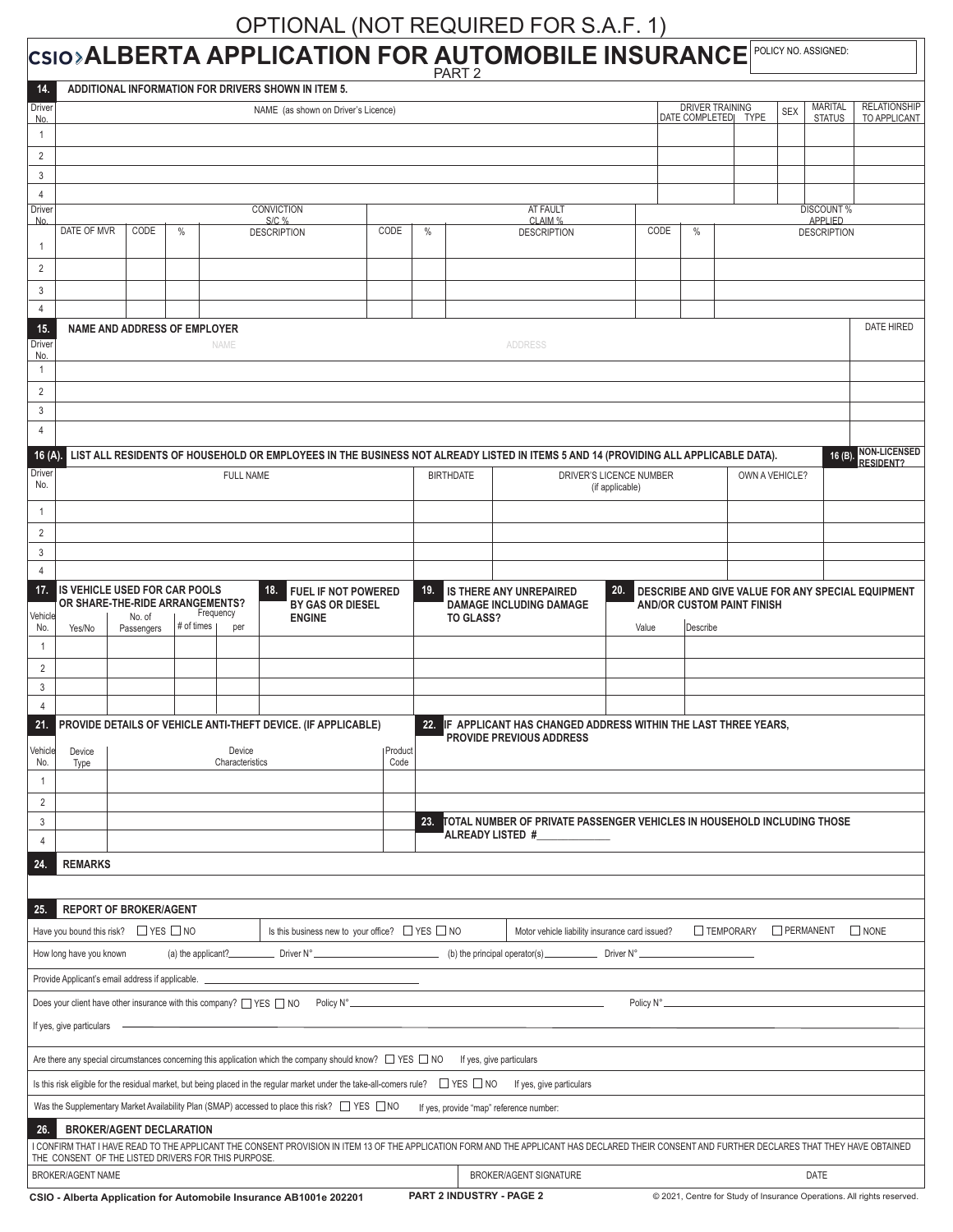OPTIONAL (NOT REQUIRED FOR S.A.F. 1)

# CSIO ALBERTA APPLICATION FOR AUTOMOBILE INSURANCE

PART 2

POLICY NO. ASSIGNED:

**14. ADDITIONAL INFORMATION FOR DRIVERS SHOWN IN ITEM 5.**

| Driver No. | NAME (as shown on Driver's Licence) | DRIVER TRAINING DATE COMPLETED | DRIVER TRAINING TYPE | SEX | MARITAL STATUS | RELATIONSHIP TO APPLICANT |
|---|---|---|---|---|---|---|
| 1 | | | | | | |
| 2 | | | | | | |
| 3 | | | | | | |
| 4 | | | | | | |

| Driver No. | DATE OF MVR | CONVICTION S/C % CODE | % | DESCRIPTION | AT FAULT CLAIM % CODE | % | DESCRIPTION | DISCOUNT % APPLIED CODE | % | DESCRIPTION |
|---|---|---|---|---|---|---|---|---|---|---|
| 1 | | | | | | | | | | |
| 2 | | | | | | | | | | |
| 3 | | | | | | | | | | |
| 4 | | | | | | | | | | |

**15. NAME AND ADDRESS OF EMPLOYER**

| Driver No. | NAME | ADDRESS | DATE HIRED |
|---|---|---|---|
| 1 | | | |
| 2 | | | |
| 3 | | | |
| 4 | | | |

**16 (A). LIST ALL RESIDENTS OF HOUSEHOLD OR EMPLOYEES IN THE BUSINESS NOT ALREADY LISTED IN ITEMS 5 AND 14 (PROVIDING ALL APPLICABLE DATA).**

**16 (B). NON-LICENSED RESIDENT?**

| Driver No. | FULL NAME | BIRTHDATE | DRIVER'S LICENCE NUMBER (if applicable) | OWN A VEHICLE? | NON-LICENSED RESIDENT? |
|---|---|---|---|---|---|
| 1 | | | | | |
| 2 | | | | | |
| 3 | | | | | |
| 4 | | | | | |

**17. IS VEHICLE USED FOR CAR POOLS OR SHARE-THE-RIDE ARRANGEMENTS?**
**18. FUEL IF NOT POWERED BY GAS OR DIESEL ENGINE**
**19. IS THERE ANY UNREPAIRED DAMAGE INCLUDING DAMAGE TO GLASS?**
**20. DESCRIBE AND GIVE VALUE FOR ANY SPECIAL EQUIPMENT AND/OR CUSTOM PAINT FINISH**

| Vehicle No. | 17. Yes/No | 17. No. of Passengers | 17. Frequency # of times | 17. Frequency per | 18. | 19. | 20. Value | 20. Describe |
|---|---|---|---|---|---|---|---|---|
| 1 | | | | | | | | |
| 2 | | | | | | | | |
| 3 | | | | | | | | |
| 4 | | | | | | | | |

**21. PROVIDE DETAILS OF VEHICLE ANTI-THEFT DEVICE. (IF APPLICABLE)**

| Vehicle No. | Device Type | Device Characteristics | Product Code |
|---|---|---|---|
| 1 | | | |
| 2 | | | |
| 3 | | | |
| 4 | | | |

**22. IF APPLICANT HAS CHANGED ADDRESS WITHIN THE LAST THREE YEARS, PROVIDE PREVIOUS ADDRESS**

**23. TOTAL NUMBER OF PRIVATE PASSENGER VEHICLES IN HOUSEHOLD INCLUDING THOSE ALREADY LISTED #**______________

**24. REMARKS**

**25. REPORT OF BROKER/AGENT**

Have you bound this risk? ☐ YES ☐ NO    Is this business new to your office? ☐ YES ☐ NO    Motor vehicle liability insurance card issued? ☐ TEMPORARY ☐ PERMANENT ☐ NONE

How long have you known (a) the applicant?__________ Driver N°__________ (b) the principal operator(s)__________ Driver N°__________

Provide Applicant's email address if applicable. __________

Does your client have other insurance with this company? ☐ YES ☐ NO Policy N°__________ Policy N°__________

If yes, give particulars __________

Are there any special circumstances concerning this application which the company should know? ☐ YES ☐ NO If yes, give particulars

Is this risk eligible for the residual market, but being placed in the regular market under the take-all-comers rule? ☐ YES ☐ NO If yes, give particulars

Was the Supplementary Market Availability Plan (SMAP) accessed to place this risk? ☐ YES ☐ NO If yes, provide "map" reference number:

**26. BROKER/AGENT DECLARATION**

I CONFIRM THAT I HAVE READ TO THE APPLICANT THE CONSENT PROVISION IN ITEM 13 OF THE APPLICATION FORM AND THE APPLICANT HAS DECLARED THEIR CONSENT AND FURTHER DECLARES THAT THEY HAVE OBTAINED THE CONSENT OF THE LISTED DRIVERS FOR THIS PURPOSE.

| BROKER/AGENT NAME | BROKER/AGENT SIGNATURE | DATE |
|---|---|---|
| | | |

CSIO - Alberta Application for Automobile Insurance AB1001e 202201    PART 2 INDUSTRY - PAGE 2    © 2021, Centre for Study of Insurance Operations. All rights reserved.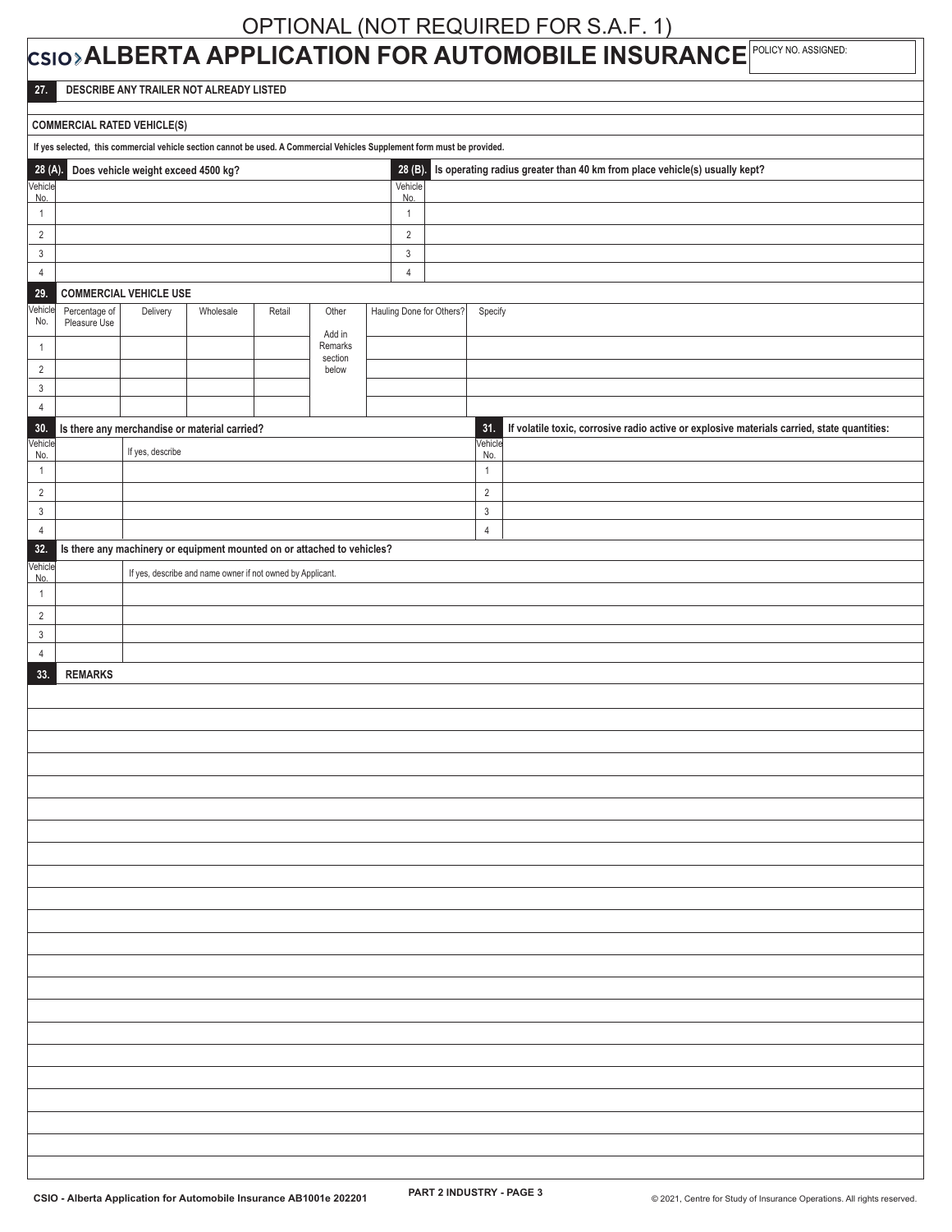OPTIONAL (NOT REQUIRED FOR S.A.F. 1)

# CSIO ALBERTA APPLICATION FOR AUTOMOBILE INSURANCE

POLICY NO. ASSIGNED:

**27. DESCRIBE ANY TRAILER NOT ALREADY LISTED**

**COMMERCIAL RATED VEHICLE(S)**

**If yes selected, this commercial vehicle section cannot be used. A Commercial Vehicles Supplement form must be provided.**

| 28 (A). Does vehicle weight exceed 4500 kg? | | 28 (B). Is operating radius greater than 40 km from place vehicle(s) usually kept? | |
|---|---|---|---|
| Vehicle No. | | Vehicle No. | |
| 1 | | 1 | |
| 2 | | 2 | |
| 3 | | 3 | |
| 4 | | 4 | |

**29. COMMERCIAL VEHICLE USE**

| Vehicle No. | Percentage of Pleasure Use | Delivery | Wholesale | Retail | Other Add in Remarks section below | Hauling Done for Others? | Specify |
|---|---|---|---|---|---|---|---|
| 1 | | | | | | | |
| 2 | | | | | | | |
| 3 | | | | | | | |
| 4 | | | | | | | |

| 30. Is there any merchandise or material carried? | | | 31. If volatile toxic, corrosive radio active or explosive materials carried, state quantities: | |
|---|---|---|---|---|
| Vehicle No. | | If yes, describe | Vehicle No. | |
| 1 | | | 1 | |
| 2 | | | 2 | |
| 3 | | | 3 | |
| 4 | | | 4 | |

**32. Is there any machinery or equipment mounted on or attached to vehicles?**

| Vehicle No. | | If yes, describe and name owner if not owned by Applicant. |
|---|---|---|
| 1 | | |
| 2 | | |
| 3 | | |
| 4 | | |

**33. REMARKS**

CSIO - Alberta Application for Automobile Insurance AB1001e 202201

PART 2 INDUSTRY - PAGE 3

© 2021, Centre for Study of Insurance Operations. All rights reserved.